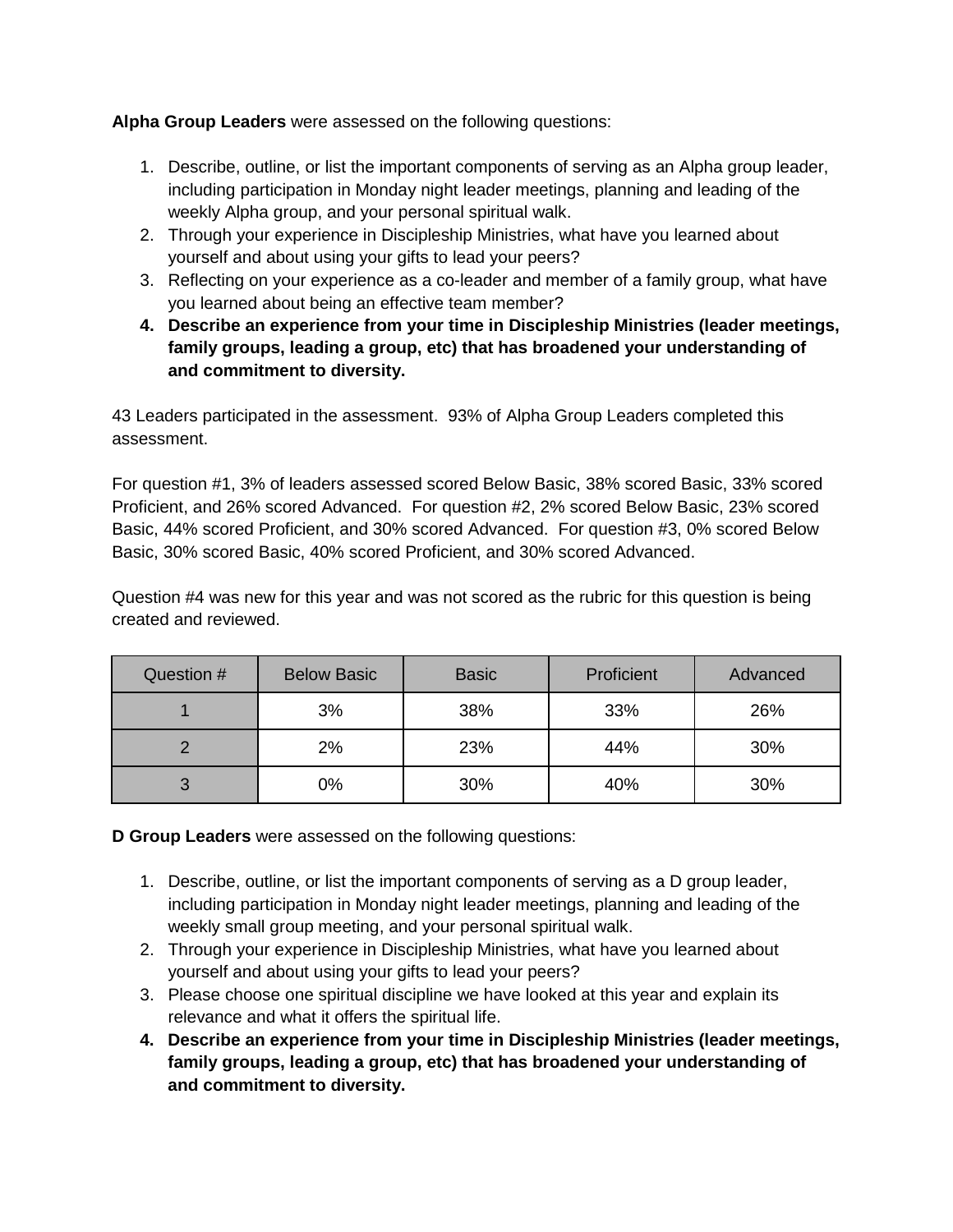**Alpha Group Leaders** were assessed on the following questions:

1. Describe, outline, or list the important components of serving as an Alpha group leader, including participation in Monday night leader meetings, planning and leading of the weekly Alpha group, and your personal spiritual walk.
2. Through your experience in Discipleship Ministries, what have you learned about yourself and about using your gifts to lead your peers?
3. Reflecting on your experience as a co-leader and member of a family group, what have you learned about being an effective team member?
4. **Describe an experience from your time in Discipleship Ministries (leader meetings, family groups, leading a group, etc) that has broadened your understanding of and commitment to diversity.**

43 Leaders participated in the assessment. 93% of Alpha Group Leaders completed this assessment.

For question #1, 3% of leaders assessed scored Below Basic, 38% scored Basic, 33% scored Proficient, and 26% scored Advanced. For question #2, 2% scored Below Basic, 23% scored Basic, 44% scored Proficient, and 30% scored Advanced. For question #3, 0% scored Below Basic, 30% scored Basic, 40% scored Proficient, and 30% scored Advanced.

Question #4 was new for this year and was not scored as the rubric for this question is being created and reviewed.

| Question # | Below Basic | Basic | Proficient | Advanced |
|---|---|---|---|---|
| 1 | 3% | 38% | 33% | 26% |
| 2 | 2% | 23% | 44% | 30% |
| 3 | 0% | 30% | 40% | 30% |

**D Group Leaders** were assessed on the following questions:

1. Describe, outline, or list the important components of serving as a D group leader, including participation in Monday night leader meetings, planning and leading of the weekly small group meeting, and your personal spiritual walk.
2. Through your experience in Discipleship Ministries, what have you learned about yourself and about using your gifts to lead your peers?
3. Please choose one spiritual discipline we have looked at this year and explain its relevance and what it offers the spiritual life.
4. **Describe an experience from your time in Discipleship Ministries (leader meetings, family groups, leading a group, etc) that has broadened your understanding of and commitment to diversity.**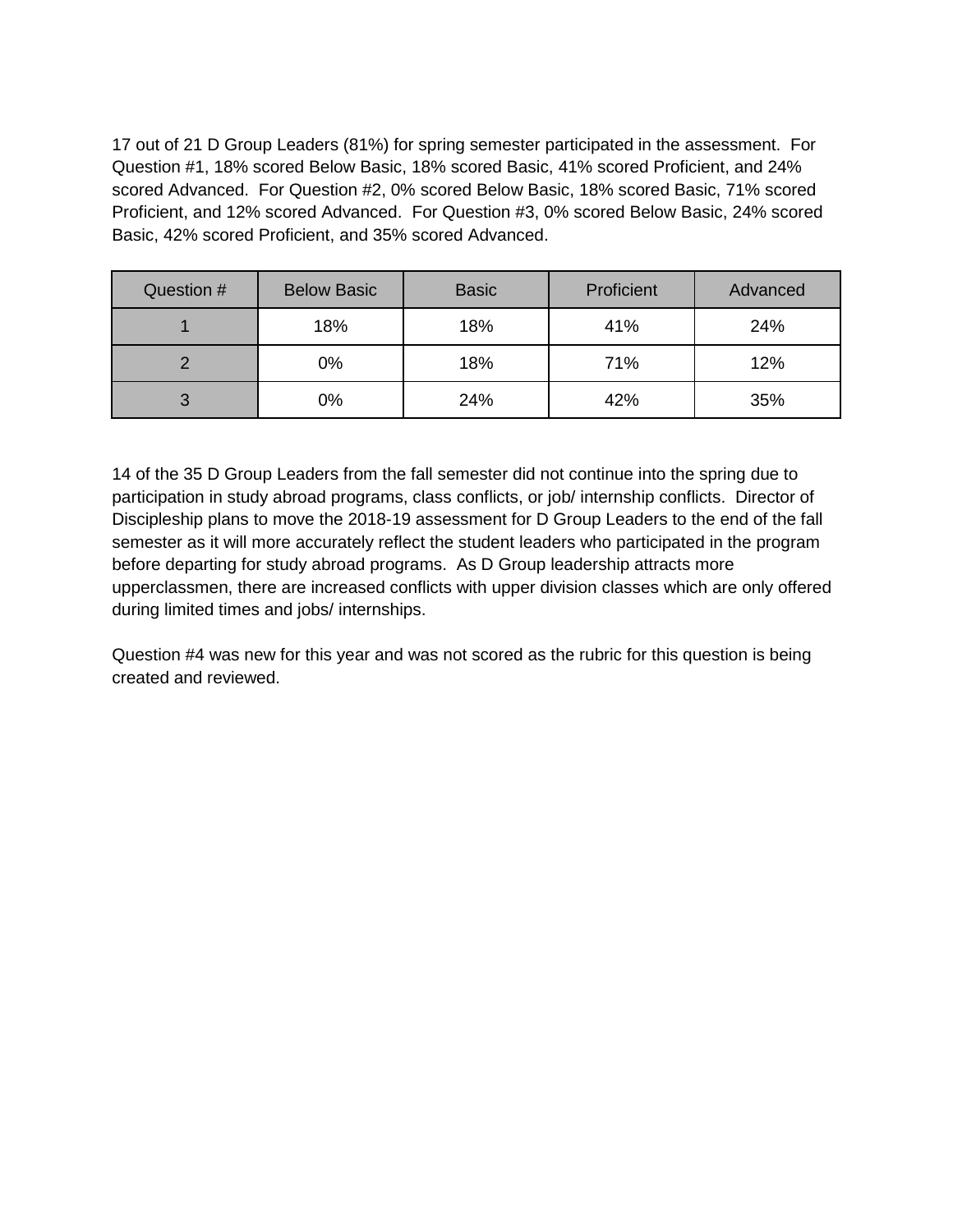17 out of 21 D Group Leaders (81%) for spring semester participated in the assessment. For Question #1, 18% scored Below Basic, 18% scored Basic, 41% scored Proficient, and 24% scored Advanced. For Question #2, 0% scored Below Basic, 18% scored Basic, 71% scored Proficient, and 12% scored Advanced. For Question #3, 0% scored Below Basic, 24% scored Basic, 42% scored Proficient, and 35% scored Advanced.

| Question # | Below Basic | Basic | Proficient | Advanced |
|---|---|---|---|---|
| 1 | 18% | 18% | 41% | 24% |
| 2 | 0% | 18% | 71% | 12% |
| 3 | 0% | 24% | 42% | 35% |

14 of the 35 D Group Leaders from the fall semester did not continue into the spring due to participation in study abroad programs, class conflicts, or job/ internship conflicts. Director of Discipleship plans to move the 2018-19 assessment for D Group Leaders to the end of the fall semester as it will more accurately reflect the student leaders who participated in the program before departing for study abroad programs. As D Group leadership attracts more upperclassmen, there are increased conflicts with upper division classes which are only offered during limited times and jobs/ internships.

Question #4 was new for this year and was not scored as the rubric for this question is being created and reviewed.